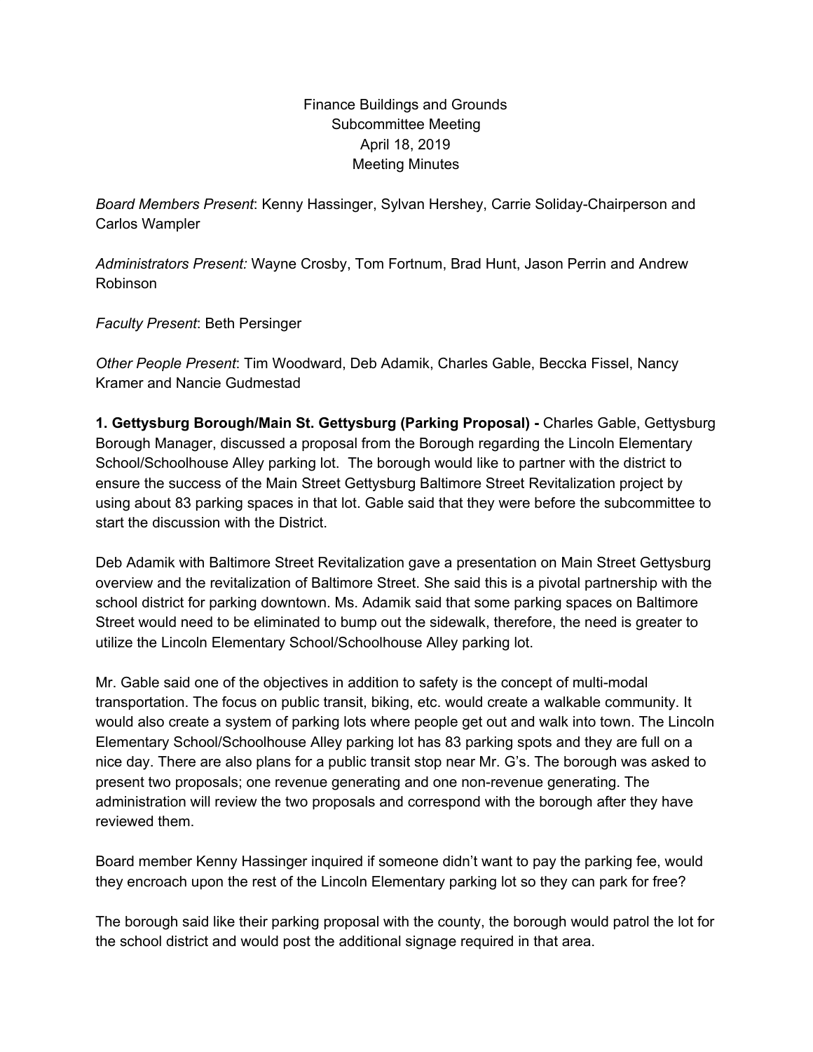# Finance Buildings and Grounds
# Subcommittee Meeting
# April 18, 2019
# Meeting Minutes

*Board Members Present*: Kenny Hassinger, Sylvan Hershey, Carrie Soliday-Chairperson and Carlos Wampler

*Administrators Present:* Wayne Crosby, Tom Fortnum, Brad Hunt, Jason Perrin and Andrew Robinson

*Faculty Present*: Beth Persinger

*Other People Present*: Tim Woodward, Deb Adamik, Charles Gable, Beccka Fissel, Nancy Kramer and Nancie Gudmestad

**1. Gettysburg Borough/Main St. Gettysburg (Parking Proposal) -** Charles Gable, Gettysburg Borough Manager, discussed a proposal from the Borough regarding the Lincoln Elementary School/Schoolhouse Alley parking lot. The borough would like to partner with the district to ensure the success of the Main Street Gettysburg Baltimore Street Revitalization project by using about 83 parking spaces in that lot. Gable said that they were before the subcommittee to start the discussion with the District.

Deb Adamik with Baltimore Street Revitalization gave a presentation on Main Street Gettysburg overview and the revitalization of Baltimore Street. She said this is a pivotal partnership with the school district for parking downtown. Ms. Adamik said that some parking spaces on Baltimore Street would need to be eliminated to bump out the sidewalk, therefore, the need is greater to utilize the Lincoln Elementary School/Schoolhouse Alley parking lot.

Mr. Gable said one of the objectives in addition to safety is the concept of multi-modal transportation. The focus on public transit, biking, etc. would create a walkable community. It would also create a system of parking lots where people get out and walk into town. The Lincoln Elementary School/Schoolhouse Alley parking lot has 83 parking spots and they are full on a nice day. There are also plans for a public transit stop near Mr. G's. The borough was asked to present two proposals; one revenue generating and one non-revenue generating. The administration will review the two proposals and correspond with the borough after they have reviewed them.

Board member Kenny Hassinger inquired if someone didn't want to pay the parking fee, would they encroach upon the rest of the Lincoln Elementary parking lot so they can park for free?

The borough said like their parking proposal with the county, the borough would patrol the lot for the school district and would post the additional signage required in that area.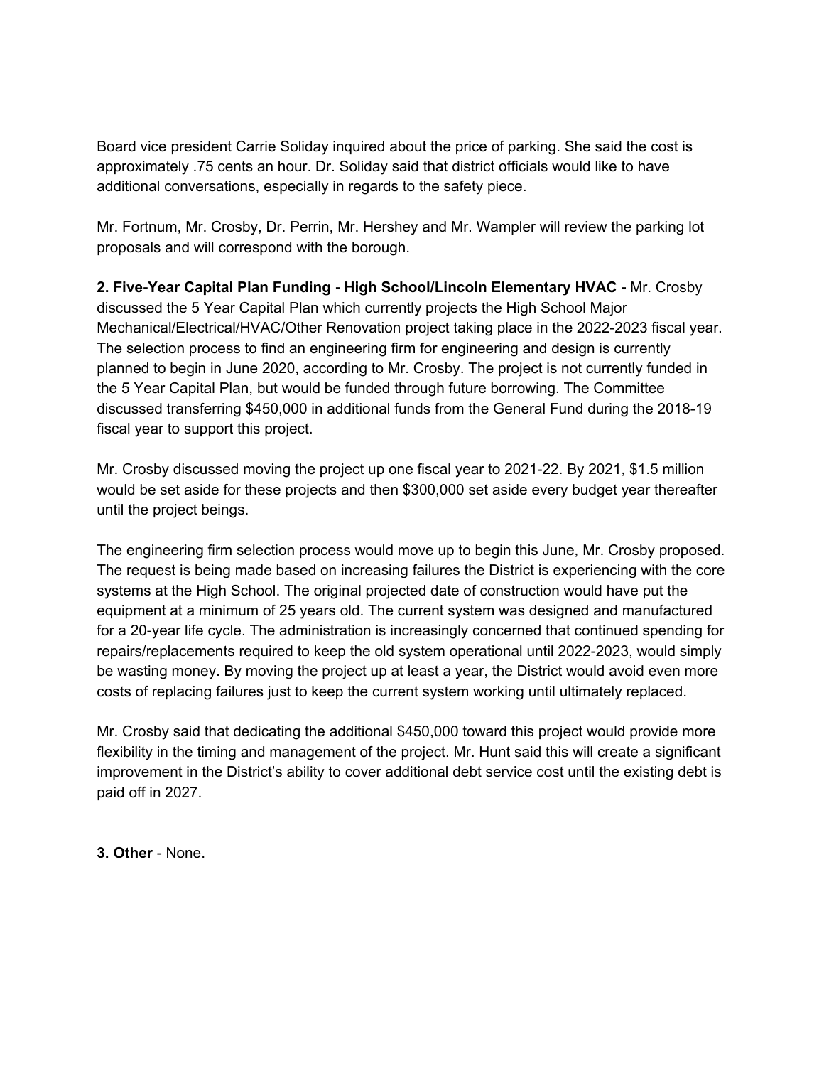Board vice president Carrie Soliday inquired about the price of parking. She said the cost is approximately .75 cents an hour. Dr. Soliday said that district officials would like to have additional conversations, especially in regards to the safety piece.

Mr. Fortnum, Mr. Crosby, Dr. Perrin, Mr. Hershey and Mr. Wampler will review the parking lot proposals and will correspond with the borough.

**2. Five-Year Capital Plan Funding - High School/Lincoln Elementary HVAC -** Mr. Crosby discussed the 5 Year Capital Plan which currently projects the High School Major Mechanical/Electrical/HVAC/Other Renovation project taking place in the 2022-2023 fiscal year. The selection process to find an engineering firm for engineering and design is currently planned to begin in June 2020, according to Mr. Crosby. The project is not currently funded in the 5 Year Capital Plan, but would be funded through future borrowing. The Committee discussed transferring $450,000 in additional funds from the General Fund during the 2018-19 fiscal year to support this project.

Mr. Crosby discussed moving the project up one fiscal year to 2021-22. By 2021, $1.5 million would be set aside for these projects and then $300,000 set aside every budget year thereafter until the project beings.

The engineering firm selection process would move up to begin this June, Mr. Crosby proposed. The request is being made based on increasing failures the District is experiencing with the core systems at the High School. The original projected date of construction would have put the equipment at a minimum of 25 years old. The current system was designed and manufactured for a 20-year life cycle. The administration is increasingly concerned that continued spending for repairs/replacements required to keep the old system operational until 2022-2023, would simply be wasting money. By moving the project up at least a year, the District would avoid even more costs of replacing failures just to keep the current system working until ultimately replaced.

Mr. Crosby said that dedicating the additional $450,000 toward this project would provide more flexibility in the timing and management of the project. Mr. Hunt said this will create a significant improvement in the District's ability to cover additional debt service cost until the existing debt is paid off in 2027.

**3. Other** - None.